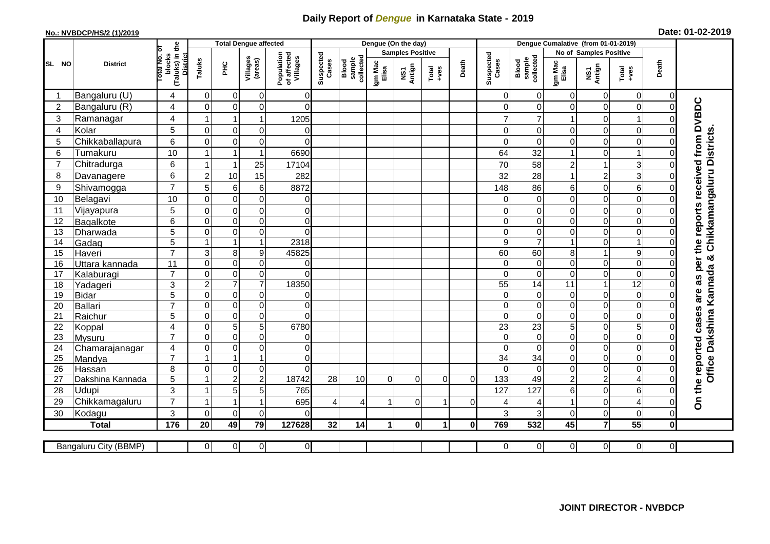# Daily Report of *Dengue* in Karnataka State - 2019

**No.: NVBDCP/HS/2 (1)/2019**

**Date: 01-02-2019**

| SL NO | District | Total No. of blocks (Taluks) in the District | Total Dengue affected | | | | Dengue (On the day) | | | | | | | Dengue Cumalative (from 01-01-2019) | | | | | | | |
|---|---|---|---|---|---|---|---|---|---|---|---|---|---|---|---|---|---|---|---|---|
| | | | Taluks | PHC | Villages (areas) | Population of affected Villages | Suspected Cases | Blood sample collected | Samples Positive | | | Death | Suspected Cases | Blood sample collected | No of Samples Positive | | | Death | |
| | | | | | | | | | Igm Mac Elisa | NS1 Antign | Total +ves | | | | Igm Mac Elisa | NS1 Antign | Total +ves | | |
| 1 | Bangaluru (U) | 4 | 0 | 0 | 0 | 0 | | | | | | | 0 | 0 | 0 | 0 | 0 | 0 | On the reported cases are as per the reports received from DVBDC Office Dakshina Kannada & Chikkamangaluru Districts. |
| 2 | Bangaluru (R) | 4 | 0 | 0 | 0 | 0 | | | | | | | 0 | 0 | 0 | 0 | 0 | 0 | |
| 3 | Ramanagar | 4 | 1 | 1 | 1 | 1205 | | | | | | | 7 | 7 | 1 | 0 | 1 | 0 | |
| 4 | Kolar | 5 | 0 | 0 | 0 | 0 | | | | | | | 0 | 0 | 0 | 0 | 0 | 0 | |
| 5 | Chikkaballapura | 6 | 0 | 0 | 0 | 0 | | | | | | | 0 | 0 | 0 | 0 | 0 | 0 | |
| 6 | Tumakuru | 10 | 1 | 1 | 1 | 6690 | | | | | | | 64 | 32 | 1 | 0 | 1 | 0 | |
| 7 | Chitradurga | 6 | 1 | 1 | 25 | 17104 | | | | | | | 70 | 58 | 2 | 1 | 3 | 0 | |
| 8 | Davanagere | 6 | 2 | 10 | 15 | 282 | | | | | | | 32 | 28 | 1 | 2 | 3 | 0 | |
| 9 | Shivamogga | 7 | 5 | 6 | 6 | 8872 | | | | | | | 148 | 86 | 6 | 0 | 6 | 0 | |
| 10 | Belagavi | 10 | 0 | 0 | 0 | 0 | | | | | | | 0 | 0 | 0 | 0 | 0 | 0 | |
| 11 | Vijayapura | 5 | 0 | 0 | 0 | 0 | | | | | | | 0 | 0 | 0 | 0 | 0 | 0 | |
| 12 | Bagalkote | 6 | 0 | 0 | 0 | 0 | | | | | | | 0 | 0 | 0 | 0 | 0 | 0 | |
| 13 | Dharwada | 5 | 0 | 0 | 0 | 0 | | | | | | | 0 | 0 | 0 | 0 | 0 | 0 | |
| 14 | Gadag | 5 | 1 | 1 | 1 | 2318 | | | | | | | 9 | 7 | 1 | 0 | 1 | 0 | |
| 15 | Haveri | 7 | 3 | 8 | 9 | 45825 | | | | | | | 60 | 60 | 8 | 1 | 9 | 0 | |
| 16 | Uttara kannada | 11 | 0 | 0 | 0 | 0 | | | | | | | 0 | 0 | 0 | 0 | 0 | 0 | |
| 17 | Kalaburagi | 7 | 0 | 0 | 0 | 0 | | | | | | | 0 | 0 | 0 | 0 | 0 | 0 | |
| 18 | Yadageri | 3 | 2 | 7 | 7 | 18350 | | | | | | | 55 | 14 | 11 | 1 | 12 | 0 | |
| 19 | Bidar | 5 | 0 | 0 | 0 | 0 | | | | | | | 0 | 0 | 0 | 0 | 0 | 0 | |
| 20 | Ballari | 7 | 0 | 0 | 0 | 0 | | | | | | | 0 | 0 | 0 | 0 | 0 | 0 | |
| 21 | Raichur | 5 | 0 | 0 | 0 | 0 | | | | | | | 0 | 0 | 0 | 0 | 0 | 0 | |
| 22 | Koppal | 4 | 0 | 5 | 5 | 6780 | | | | | | | 23 | 23 | 5 | 0 | 5 | 0 | |
| 23 | Mysuru | 7 | 0 | 0 | 0 | 0 | | | | | | | 0 | 0 | 0 | 0 | 0 | 0 | |
| 24 | Chamarajanagar | 4 | 0 | 0 | 0 | 0 | | | | | | | 0 | 0 | 0 | 0 | 0 | 0 | |
| 25 | Mandya | 7 | 1 | 1 | 1 | 0 | | | | | | | 34 | 34 | 0 | 0 | 0 | 0 | |
| 26 | Hassan | 8 | 0 | 0 | 0 | 0 | | | | | | | 0 | 0 | 0 | 0 | 0 | 0 | |
| 27 | Dakshina Kannada | 5 | 1 | 2 | 2 | 18742 | 28 | 10 | 0 | 0 | 0 | 0 | 133 | 49 | 2 | 2 | 4 | 0 | |
| 28 | Udupi | 3 | 1 | 5 | 5 | 765 | | | | | | | 127 | 127 | 6 | 0 | 6 | 0 | |
| 29 | Chikkamagaluru | 7 | 1 | 1 | 1 | 695 | 4 | 4 | 1 | 0 | 1 | 0 | 4 | 4 | 1 | 0 | 4 | 0 | |
| 30 | Kodagu | 3 | 0 | 0 | 0 | 0 | | | | | | | 3 | 3 | 0 | 0 | 0 | 0 | |
| | **Total** | **176** | **20** | **49** | **79** | **127628** | **32** | **14** | **1** | **0** | **1** | **0** | **769** | **532** | **45** | **7** | **55** | **0** | |

| Bangaluru City (BBMP) | | 0 | 0 | 0 | 0 | | | | | | | 0 | 0 | 0 | 0 | 0 | 0 |
|---|---|---|---|---|---|---|---|---|---|---|---|---|---|---|---|---|---|

**JOINT DIRECTOR - NVBDCP**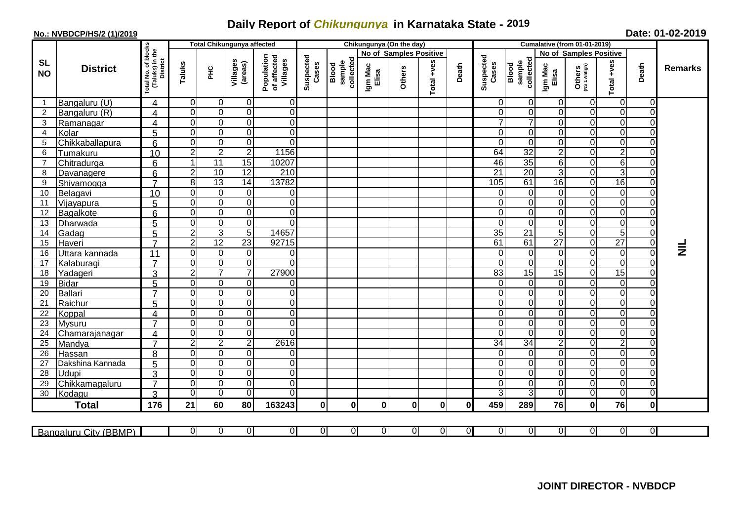# Daily Report of *Chikungunya* in Karnataka State - 2019

**No.: NVBDCP/HS/2 (1)/2019** **Date: 01-02-2019**

| SL NO | District | Total No. of blocks (Taluks) in the District | Total Chikungunya affected | | | | Chikungunya (On the day) | | | | | | | Cumalative (from 01-01-2019) | | | | | | | Remarks |
|---|---|---|---|---|---|---|---|---|---|---|---|---|---|---|---|---|---|---|---|---|---|
| | | | | | | | | | No of Samples Positive | | | | | | | No of Samples Positive | | | | | |
| | | | Taluks | PHC | Villages (areas) | Population of affected Villages | Suspected Cases | Blood sample collected | Igm Mac Elisa | Others | Total +ves | Death | Suspected Cases | Blood sample collected | Igm Mac Elisa | Others (NS 1 Antign) | Total +ves | Death | |
| 1 | Bangaluru (U) | 4 | 0 | 0 | 0 | 0 | | | | | | | 0 | 0 | 0 | 0 | 0 | 0 | NIL |
| 2 | Bangaluru (R) | 4 | 0 | 0 | 0 | 0 | | | | | | | 0 | 0 | 0 | 0 | 0 | 0 | |
| 3 | Ramanagar | 4 | 0 | 0 | 0 | 0 | | | | | | | 7 | 7 | 0 | 0 | 0 | 0 | |
| 4 | Kolar | 5 | 0 | 0 | 0 | 0 | | | | | | | 0 | 0 | 0 | 0 | 0 | 0 | |
| 5 | Chikkaballapura | 6 | 0 | 0 | 0 | 0 | | | | | | | 0 | 0 | 0 | 0 | 0 | 0 | |
| 6 | Tumakuru | 10 | 2 | 2 | 2 | 1156 | | | | | | | 64 | 32 | 2 | 0 | 2 | 0 | |
| 7 | Chitradurga | 6 | 1 | 11 | 15 | 10207 | | | | | | | 46 | 35 | 6 | 0 | 6 | 0 | |
| 8 | Davanagere | 6 | 2 | 10 | 12 | 210 | | | | | | | 21 | 20 | 3 | 0 | 3 | 0 | |
| 9 | Shivamogga | 7 | 8 | 13 | 14 | 13782 | | | | | | | 105 | 61 | 16 | 0 | 16 | 0 | |
| 10 | Belagavi | 10 | 0 | 0 | 0 | 0 | | | | | | | 0 | 0 | 0 | 0 | 0 | 0 | |
| 11 | Vijayapura | 5 | 0 | 0 | 0 | 0 | | | | | | | 0 | 0 | 0 | 0 | 0 | 0 | |
| 12 | Bagalkote | 6 | 0 | 0 | 0 | 0 | | | | | | | 0 | 0 | 0 | 0 | 0 | 0 | |
| 13 | Dharwada | 5 | 0 | 0 | 0 | 0 | | | | | | | 0 | 0 | 0 | 0 | 0 | 0 | |
| 14 | Gadag | 5 | 2 | 3 | 5 | 14657 | | | | | | | 35 | 21 | 5 | 0 | 5 | 0 | |
| 15 | Haveri | 7 | 2 | 12 | 23 | 92715 | | | | | | | 61 | 61 | 27 | 0 | 27 | 0 | |
| 16 | Uttara kannada | 11 | 0 | 0 | 0 | 0 | | | | | | | 0 | 0 | 0 | 0 | 0 | 0 | |
| 17 | Kalaburagi | 7 | 0 | 0 | 0 | 0 | | | | | | | 0 | 0 | 0 | 0 | 0 | 0 | |
| 18 | Yadageri | 3 | 2 | 7 | 7 | 27900 | | | | | | | 83 | 15 | 15 | 0 | 15 | 0 | |
| 19 | Bidar | 5 | 0 | 0 | 0 | 0 | | | | | | | 0 | 0 | 0 | 0 | 0 | 0 | |
| 20 | Ballari | 7 | 0 | 0 | 0 | 0 | | | | | | | 0 | 0 | 0 | 0 | 0 | 0 | |
| 21 | Raichur | 5 | 0 | 0 | 0 | 0 | | | | | | | 0 | 0 | 0 | 0 | 0 | 0 | |
| 22 | Koppal | 4 | 0 | 0 | 0 | 0 | | | | | | | 0 | 0 | 0 | 0 | 0 | 0 | |
| 23 | Mysuru | 7 | 0 | 0 | 0 | 0 | | | | | | | 0 | 0 | 0 | 0 | 0 | 0 | |
| 24 | Chamarajanagar | 4 | 0 | 0 | 0 | 0 | | | | | | | 0 | 0 | 0 | 0 | 0 | 0 | |
| 25 | Mandya | 7 | 2 | 2 | 2 | 2616 | | | | | | | 34 | 34 | 2 | 0 | 2 | 0 | |
| 26 | Hassan | 8 | 0 | 0 | 0 | 0 | | | | | | | 0 | 0 | 0 | 0 | 0 | 0 | |
| 27 | Dakshina Kannada | 5 | 0 | 0 | 0 | 0 | | | | | | | 0 | 0 | 0 | 0 | 0 | 0 | |
| 28 | Udupi | 3 | 0 | 0 | 0 | 0 | | | | | | | 0 | 0 | 0 | 0 | 0 | 0 | |
| 29 | Chikkamagaluru | 7 | 0 | 0 | 0 | 0 | | | | | | | 0 | 0 | 0 | 0 | 0 | 0 | |
| 30 | Kodagu | 3 | 0 | 0 | 0 | 0 | | | | | | | 3 | 3 | 0 | 0 | 0 | 0 | |
| | **Total** | **176** | **21** | **60** | **80** | **163243** | **0** | **0** | **0** | **0** | **0** | **0** | **459** | **289** | **76** | **0** | **76** | **0** | |

| | | | | | | | | | | | | | | | | | |
|---|---|---|---|---|---|---|---|---|---|---|---|---|---|---|---|---|---|
| Bangaluru City (BBMP) | | 0 | 0 | 0 | 0 | 0 | 0 | 0 | 0 | 0 | 0 | 0 | 0 | 0 | 0 | 0 | 0 |

**JOINT DIRECTOR - NVBDCP**